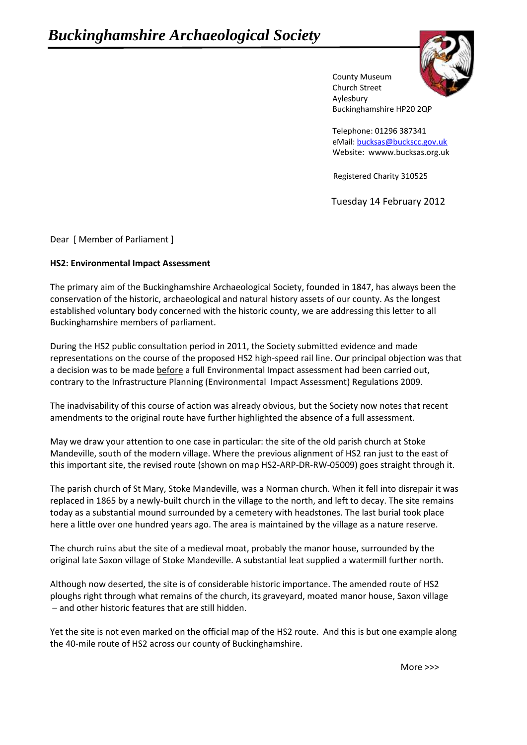# *Buckinghamshire Archaeological Society*

County Museum
Church Street
Aylesbury
Buckinghamshire HP20 2QP

Telephone: 01296 387341
eMail: bucksas@buckscc.gov.uk
Website: wwww.bucksas.org.uk

Registered Charity 310525

Tuesday 14 February 2012

Dear [ Member of Parliament ]

**HS2: Environmental Impact Assessment**

The primary aim of the Buckinghamshire Archaeological Society, founded in 1847, has always been the conservation of the historic, archaeological and natural history assets of our county. As the longest established voluntary body concerned with the historic county, we are addressing this letter to all Buckinghamshire members of parliament.

During the HS2 public consultation period in 2011, the Society submitted evidence and made representations on the course of the proposed HS2 high-speed rail line. Our principal objection was that a decision was to be made <u>before</u> a full Environmental Impact assessment had been carried out, contrary to the Infrastructure Planning (Environmental Impact Assessment) Regulations 2009.

The inadvisability of this course of action was already obvious, but the Society now notes that recent amendments to the original route have further highlighted the absence of a full assessment.

May we draw your attention to one case in particular: the site of the old parish church at Stoke Mandeville, south of the modern village. Where the previous alignment of HS2 ran just to the east of this important site, the revised route (shown on map HS2-ARP-DR-RW-05009) goes straight through it.

The parish church of St Mary, Stoke Mandeville, was a Norman church. When it fell into disrepair it was replaced in 1865 by a newly-built church in the village to the north, and left to decay. The site remains today as a substantial mound surrounded by a cemetery with headstones. The last burial took place here a little over one hundred years ago. The area is maintained by the village as a nature reserve.

The church ruins abut the site of a medieval moat, probably the manor house, surrounded by the original late Saxon village of Stoke Mandeville. A substantial leat supplied a watermill further north.

Although now deserted, the site is of considerable historic importance. The amended route of HS2 ploughs right through what remains of the church, its graveyard, moated manor house, Saxon village – and other historic features that are still hidden.

<u>Yet the site is not even marked on the official map of the HS2 route</u>. And this is but one example along the 40-mile route of HS2 across our county of Buckinghamshire.

More >>>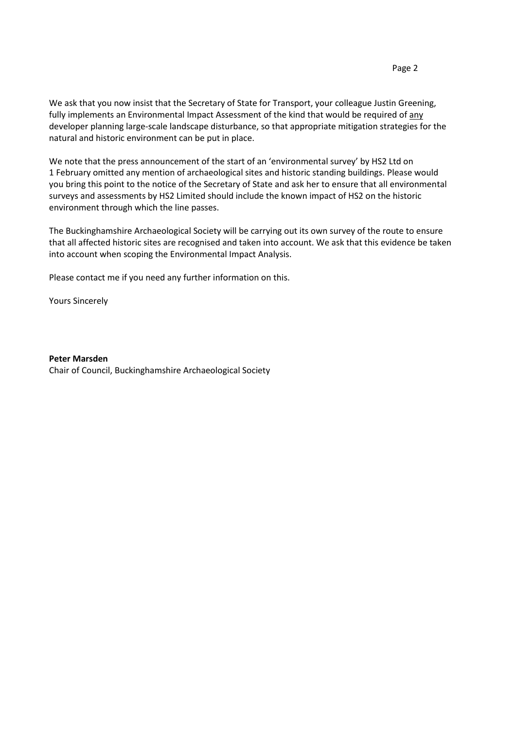We ask that you now insist that the Secretary of State for Transport, your colleague Justin Greening, fully implements an Environmental Impact Assessment of the kind that would be required of <u>any</u> developer planning large-scale landscape disturbance, so that appropriate mitigation strategies for the natural and historic environment can be put in place.

We note that the press announcement of the start of an 'environmental survey' by HS2 Ltd on 1 February omitted any mention of archaeological sites and historic standing buildings. Please would you bring this point to the notice of the Secretary of State and ask her to ensure that all environmental surveys and assessments by HS2 Limited should include the known impact of HS2 on the historic environment through which the line passes.

The Buckinghamshire Archaeological Society will be carrying out its own survey of the route to ensure that all affected historic sites are recognised and taken into account. We ask that this evidence be taken into account when scoping the Environmental Impact Analysis.

Please contact me if you need any further information on this.

Yours Sincerely

**Peter Marsden**
Chair of Council, Buckinghamshire Archaeological Society